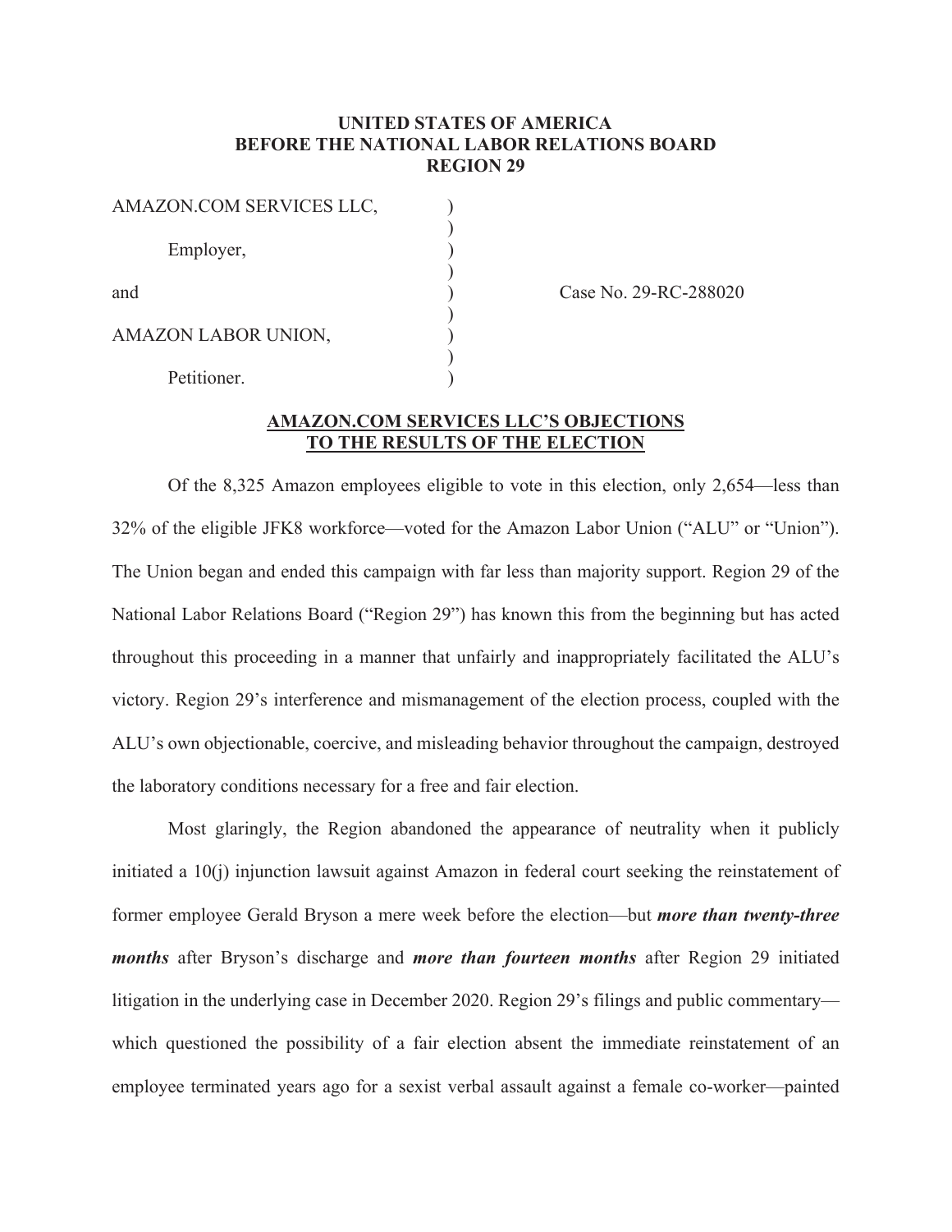**UNITED STATES OF AMERICA**
**BEFORE THE NATIONAL LABOR RELATIONS BOARD**
**REGION 29**

AMAZON.COM SERVICES LLC,

Employer,

and

AMAZON LABOR UNION,

Petitioner.

Case No. 29-RC-288020

**AMAZON.COM SERVICES LLC'S OBJECTIONS TO THE RESULTS OF THE ELECTION**

Of the 8,325 Amazon employees eligible to vote in this election, only 2,654—less than 32% of the eligible JFK8 workforce—voted for the Amazon Labor Union ("ALU" or "Union"). The Union began and ended this campaign with far less than majority support. Region 29 of the National Labor Relations Board ("Region 29") has known this from the beginning but has acted throughout this proceeding in a manner that unfairly and inappropriately facilitated the ALU's victory. Region 29's interference and mismanagement of the election process, coupled with the ALU's own objectionable, coercive, and misleading behavior throughout the campaign, destroyed the laboratory conditions necessary for a free and fair election.

Most glaringly, the Region abandoned the appearance of neutrality when it publicly initiated a 10(j) injunction lawsuit against Amazon in federal court seeking the reinstatement of former employee Gerald Bryson a mere week before the election—but ***more than twenty-three months*** after Bryson's discharge and ***more than fourteen months*** after Region 29 initiated litigation in the underlying case in December 2020. Region 29's filings and public commentary—which questioned the possibility of a fair election absent the immediate reinstatement of an employee terminated years ago for a sexist verbal assault against a female co-worker—painted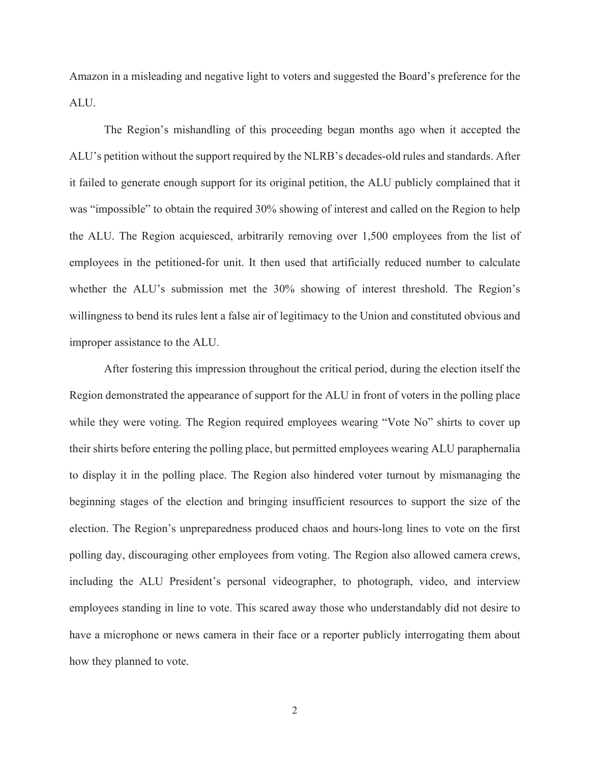Amazon in a misleading and negative light to voters and suggested the Board's preference for the ALU.

The Region's mishandling of this proceeding began months ago when it accepted the ALU's petition without the support required by the NLRB's decades-old rules and standards. After it failed to generate enough support for its original petition, the ALU publicly complained that it was "impossible" to obtain the required 30% showing of interest and called on the Region to help the ALU. The Region acquiesced, arbitrarily removing over 1,500 employees from the list of employees in the petitioned-for unit. It then used that artificially reduced number to calculate whether the ALU's submission met the 30% showing of interest threshold. The Region's willingness to bend its rules lent a false air of legitimacy to the Union and constituted obvious and improper assistance to the ALU.

After fostering this impression throughout the critical period, during the election itself the Region demonstrated the appearance of support for the ALU in front of voters in the polling place while they were voting. The Region required employees wearing "Vote No" shirts to cover up their shirts before entering the polling place, but permitted employees wearing ALU paraphernalia to display it in the polling place. The Region also hindered voter turnout by mismanaging the beginning stages of the election and bringing insufficient resources to support the size of the election. The Region's unpreparedness produced chaos and hours-long lines to vote on the first polling day, discouraging other employees from voting. The Region also allowed camera crews, including the ALU President's personal videographer, to photograph, video, and interview employees standing in line to vote. This scared away those who understandably did not desire to have a microphone or news camera in their face or a reporter publicly interrogating them about how they planned to vote.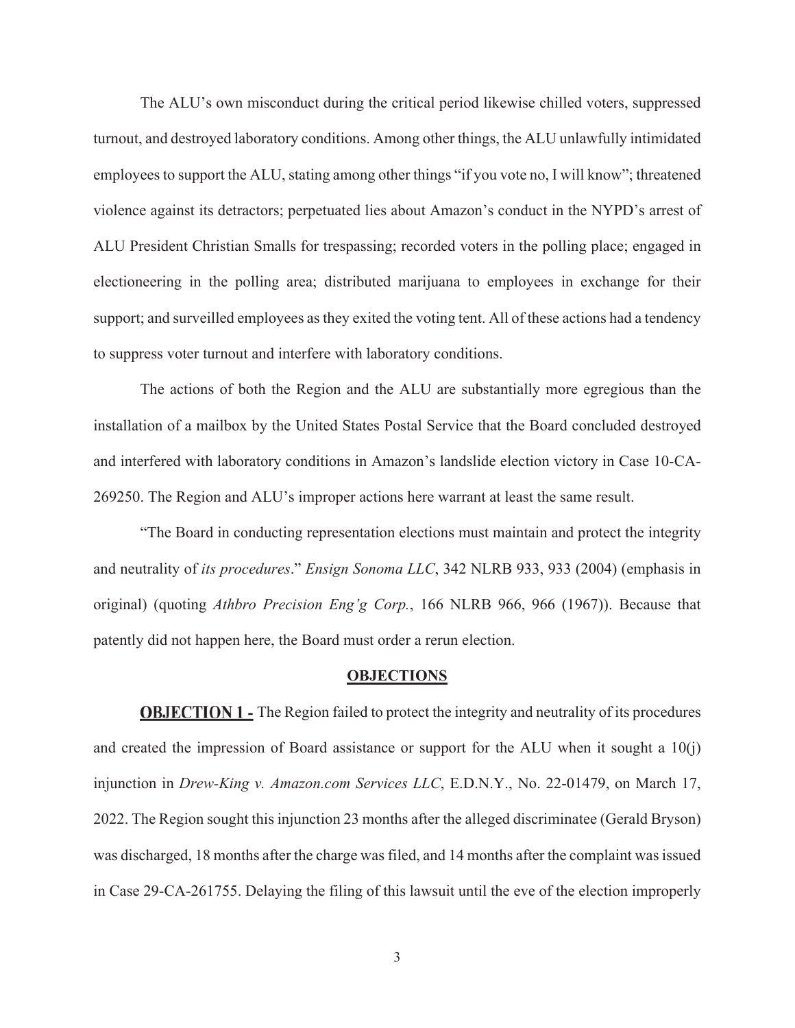The ALU's own misconduct during the critical period likewise chilled voters, suppressed turnout, and destroyed laboratory conditions. Among other things, the ALU unlawfully intimidated employees to support the ALU, stating among other things "if you vote no, I will know"; threatened violence against its detractors; perpetuated lies about Amazon's conduct in the NYPD's arrest of ALU President Christian Smalls for trespassing; recorded voters in the polling place; engaged in electioneering in the polling area; distributed marijuana to employees in exchange for their support; and surveilled employees as they exited the voting tent. All of these actions had a tendency to suppress voter turnout and interfere with laboratory conditions.

The actions of both the Region and the ALU are substantially more egregious than the installation of a mailbox by the United States Postal Service that the Board concluded destroyed and interfered with laboratory conditions in Amazon's landslide election victory in Case 10-CA-269250. The Region and ALU's improper actions here warrant at least the same result.

"The Board in conducting representation elections must maintain and protect the integrity and neutrality of *its procedures*." *Ensign Sonoma LLC*, 342 NLRB 933, 933 (2004) (emphasis in original) (quoting *Athbro Precision Eng'g Corp.*, 166 NLRB 966, 966 (1967)). Because that patently did not happen here, the Board must order a rerun election.

## **OBJECTIONS**

**OBJECTION 1 -** The Region failed to protect the integrity and neutrality of its procedures and created the impression of Board assistance or support for the ALU when it sought a 10(j) injunction in *Drew-King v. Amazon.com Services LLC*, E.D.N.Y., No. 22-01479, on March 17, 2022. The Region sought this injunction 23 months after the alleged discriminatee (Gerald Bryson) was discharged, 18 months after the charge was filed, and 14 months after the complaint was issued in Case 29-CA-261755. Delaying the filing of this lawsuit until the eve of the election improperly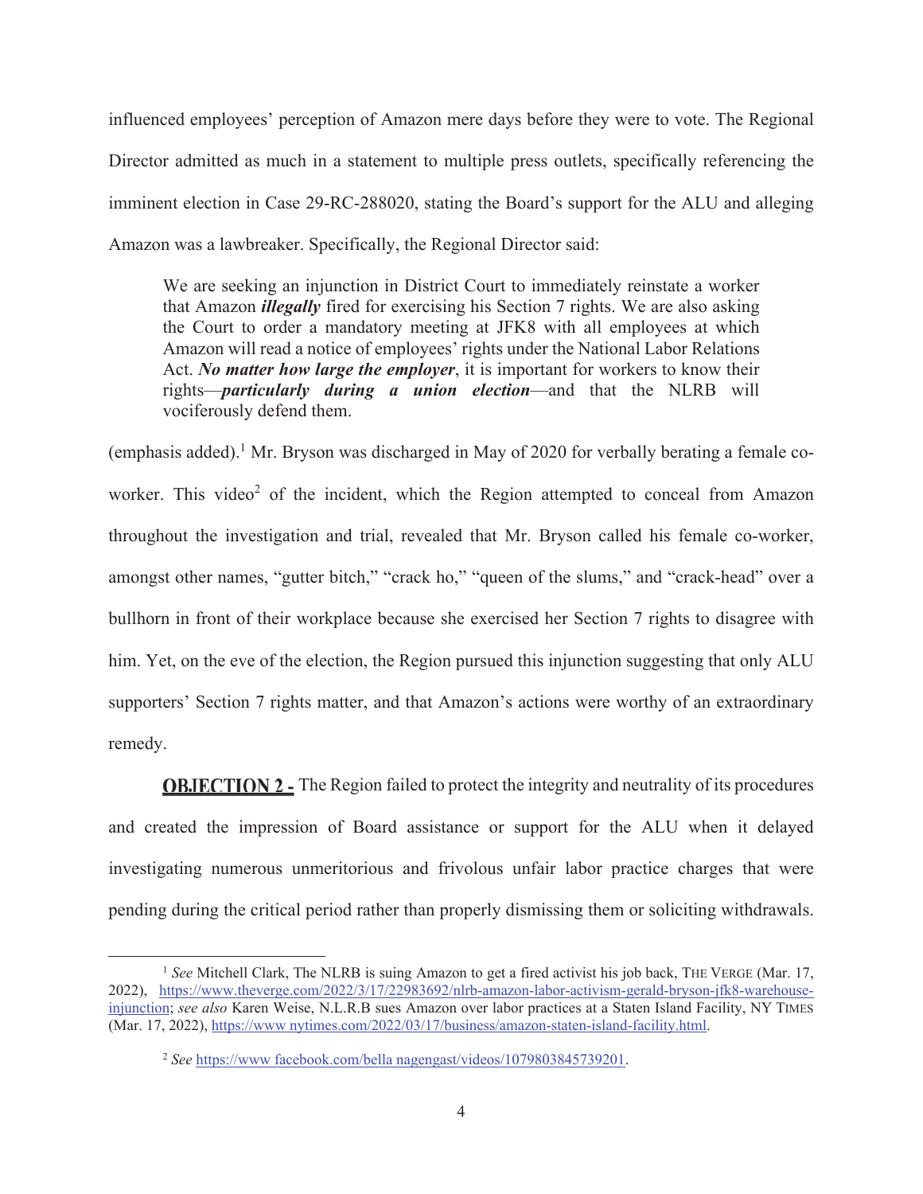influenced employees' perception of Amazon mere days before they were to vote. The Regional Director admitted as much in a statement to multiple press outlets, specifically referencing the imminent election in Case 29-RC-288020, stating the Board's support for the ALU and alleging Amazon was a lawbreaker. Specifically, the Regional Director said:

> We are seeking an injunction in District Court to immediately reinstate a worker that Amazon ***illegally*** fired for exercising his Section 7 rights. We are also asking the Court to order a mandatory meeting at JFK8 with all employees at which Amazon will read a notice of employees' rights under the National Labor Relations Act. ***No matter how large the employer***, it is important for workers to know their rights—***particularly during a union election***—and that the NLRB will vociferously defend them.

(emphasis added).[1] Mr. Bryson was discharged in May of 2020 for verbally berating a female co-worker. This video[2] of the incident, which the Region attempted to conceal from Amazon throughout the investigation and trial, revealed that Mr. Bryson called his female co-worker, amongst other names, "gutter bitch," "crack ho," "queen of the slums," and "crack-head" over a bullhorn in front of their workplace because she exercised her Section 7 rights to disagree with him. Yet, on the eve of the election, the Region pursued this injunction suggesting that only ALU supporters' Section 7 rights matter, and that Amazon's actions were worthy of an extraordinary remedy.

**OBJECTION 2 -** The Region failed to protect the integrity and neutrality of its procedures and created the impression of Board assistance or support for the ALU when it delayed investigating numerous unmeritorious and frivolous unfair labor practice charges that were pending during the critical period rather than properly dismissing them or soliciting withdrawals.

---

[1] *See* Mitchell Clark, The NLRB is suing Amazon to get a fired activist his job back, THE VERGE (Mar. 17, 2022), https://www.theverge.com/2022/3/17/22983692/nlrb-amazon-labor-activism-gerald-bryson-jfk8-warehouse-injunction; *see also* Karen Weise, N.L.R.B sues Amazon over labor practices at a Staten Island Facility, NY TIMES (Mar. 17, 2022), https://www nytimes.com/2022/03/17/business/amazon-staten-island-facility.html.

[2] *See* https://www facebook.com/bella nagengast/videos/1079803845739201.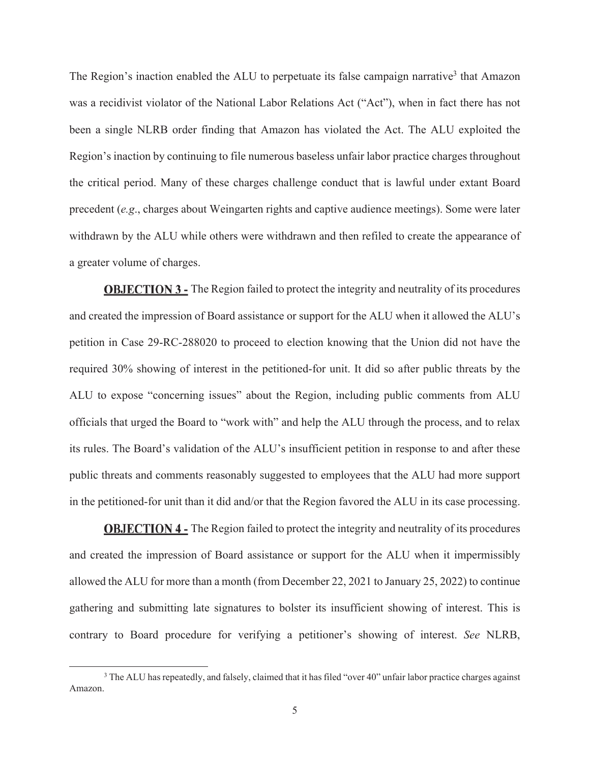The Region's inaction enabled the ALU to perpetuate its false campaign narrative[3] that Amazon was a recidivist violator of the National Labor Relations Act ("Act"), when in fact there has not been a single NLRB order finding that Amazon has violated the Act. The ALU exploited the Region's inaction by continuing to file numerous baseless unfair labor practice charges throughout the critical period. Many of these charges challenge conduct that is lawful under extant Board precedent (*e.g*., charges about Weingarten rights and captive audience meetings). Some were later withdrawn by the ALU while others were withdrawn and then refiled to create the appearance of a greater volume of charges.

**OBJECTION 3 -** The Region failed to protect the integrity and neutrality of its procedures and created the impression of Board assistance or support for the ALU when it allowed the ALU's petition in Case 29-RC-288020 to proceed to election knowing that the Union did not have the required 30% showing of interest in the petitioned-for unit. It did so after public threats by the ALU to expose "concerning issues" about the Region, including public comments from ALU officials that urged the Board to "work with" and help the ALU through the process, and to relax its rules. The Board's validation of the ALU's insufficient petition in response to and after these public threats and comments reasonably suggested to employees that the ALU had more support in the petitioned-for unit than it did and/or that the Region favored the ALU in its case processing.

**OBJECTION 4 -** The Region failed to protect the integrity and neutrality of its procedures and created the impression of Board assistance or support for the ALU when it impermissibly allowed the ALU for more than a month (from December 22, 2021 to January 25, 2022) to continue gathering and submitting late signatures to bolster its insufficient showing of interest. This is contrary to Board procedure for verifying a petitioner's showing of interest. *See* NLRB,

---

[3] The ALU has repeatedly, and falsely, claimed that it has filed "over 40" unfair labor practice charges against Amazon.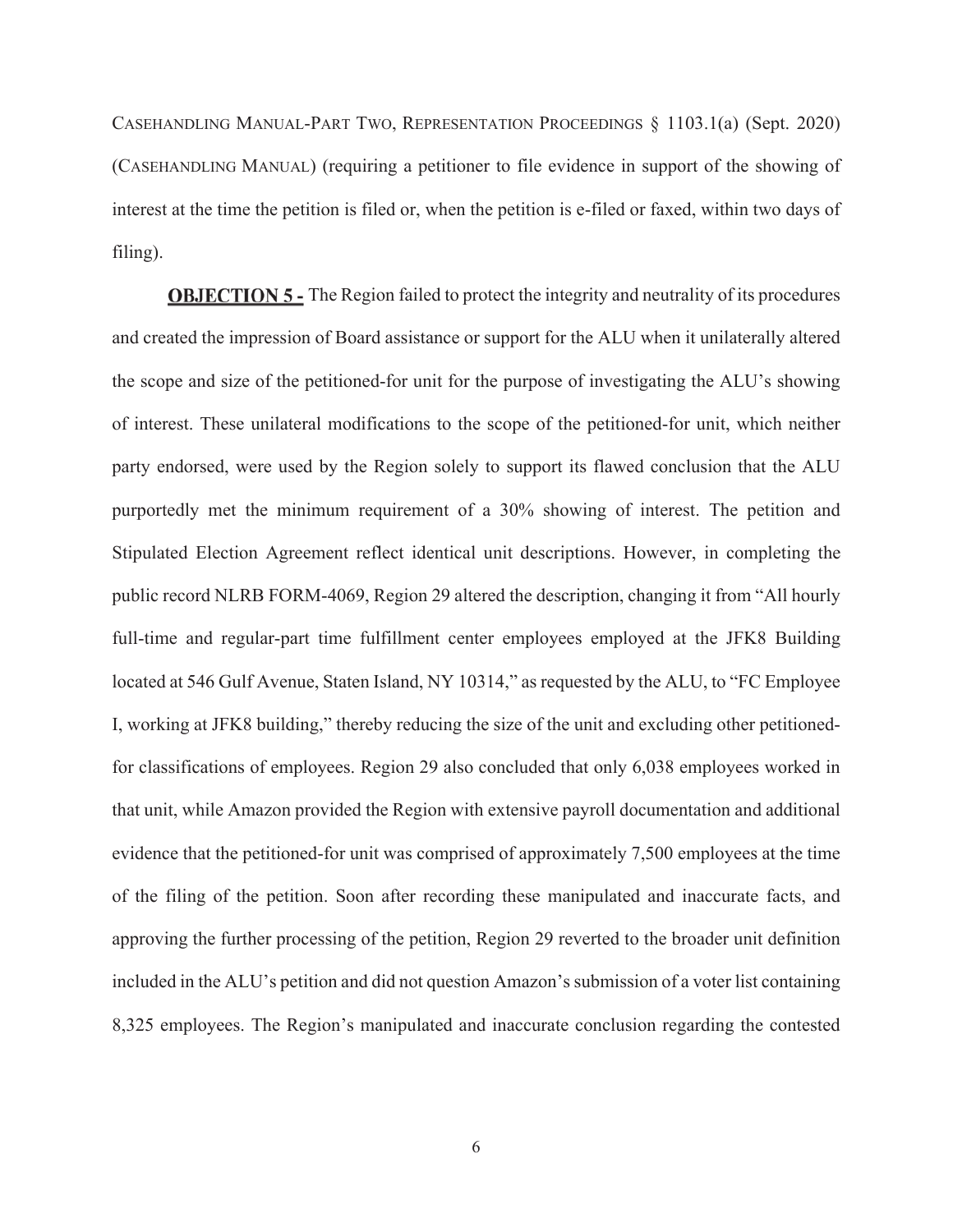CASEHANDLING MANUAL-PART TWO, REPRESENTATION PROCEEDINGS § 1103.1(a) (Sept. 2020) (CASEHANDLING MANUAL) (requiring a petitioner to file evidence in support of the showing of interest at the time the petition is filed or, when the petition is e-filed or faxed, within two days of filing).

**OBJECTION 5 -** The Region failed to protect the integrity and neutrality of its procedures and created the impression of Board assistance or support for the ALU when it unilaterally altered the scope and size of the petitioned-for unit for the purpose of investigating the ALU's showing of interest. These unilateral modifications to the scope of the petitioned-for unit, which neither party endorsed, were used by the Region solely to support its flawed conclusion that the ALU purportedly met the minimum requirement of a 30% showing of interest. The petition and Stipulated Election Agreement reflect identical unit descriptions. However, in completing the public record NLRB FORM-4069, Region 29 altered the description, changing it from "All hourly full-time and regular-part time fulfillment center employees employed at the JFK8 Building located at 546 Gulf Avenue, Staten Island, NY 10314," as requested by the ALU, to "FC Employee I, working at JFK8 building," thereby reducing the size of the unit and excluding other petitioned-for classifications of employees. Region 29 also concluded that only 6,038 employees worked in that unit, while Amazon provided the Region with extensive payroll documentation and additional evidence that the petitioned-for unit was comprised of approximately 7,500 employees at the time of the filing of the petition. Soon after recording these manipulated and inaccurate facts, and approving the further processing of the petition, Region 29 reverted to the broader unit definition included in the ALU's petition and did not question Amazon's submission of a voter list containing 8,325 employees. The Region's manipulated and inaccurate conclusion regarding the contested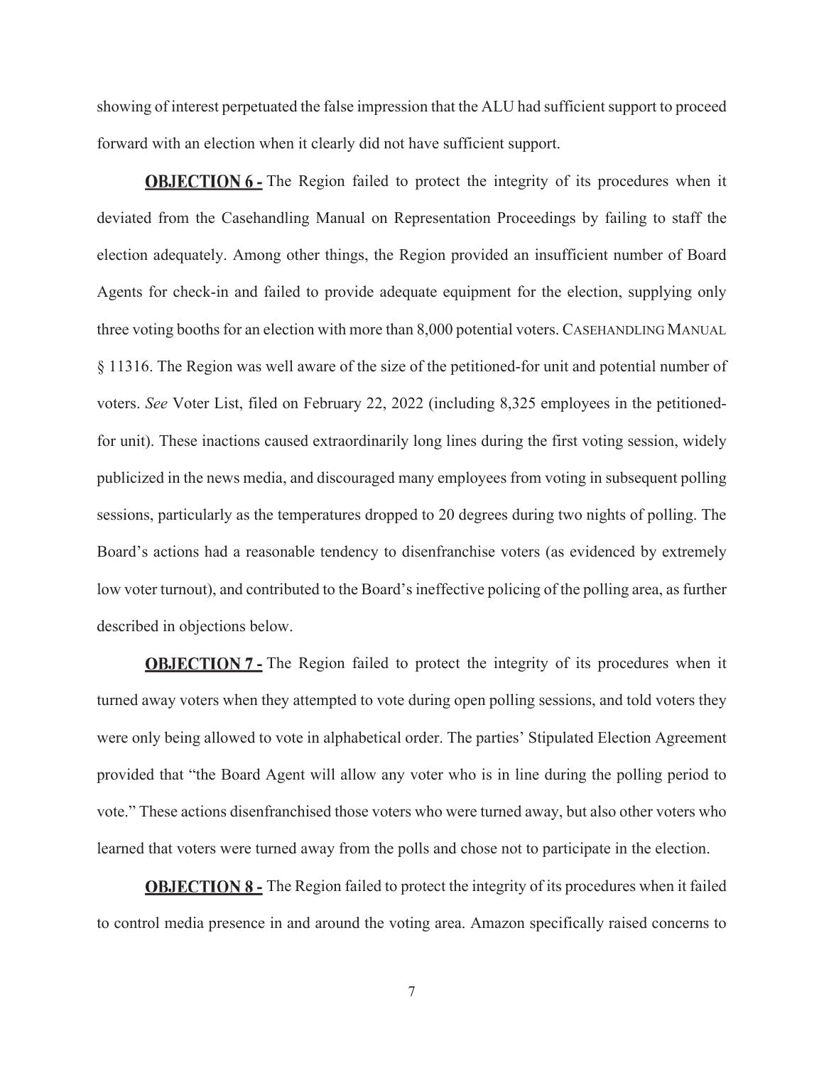showing of interest perpetuated the false impression that the ALU had sufficient support to proceed forward with an election when it clearly did not have sufficient support.

**OBJECTION 6 -** The Region failed to protect the integrity of its procedures when it deviated from the Casehandling Manual on Representation Proceedings by failing to staff the election adequately. Among other things, the Region provided an insufficient number of Board Agents for check-in and failed to provide adequate equipment for the election, supplying only three voting booths for an election with more than 8,000 potential voters. CASEHANDLING MANUAL § 11316. The Region was well aware of the size of the petitioned-for unit and potential number of voters. *See* Voter List, filed on February 22, 2022 (including 8,325 employees in the petitioned-for unit). These inactions caused extraordinarily long lines during the first voting session, widely publicized in the news media, and discouraged many employees from voting in subsequent polling sessions, particularly as the temperatures dropped to 20 degrees during two nights of polling. The Board's actions had a reasonable tendency to disenfranchise voters (as evidenced by extremely low voter turnout), and contributed to the Board's ineffective policing of the polling area, as further described in objections below.

**OBJECTION 7 -** The Region failed to protect the integrity of its procedures when it turned away voters when they attempted to vote during open polling sessions, and told voters they were only being allowed to vote in alphabetical order. The parties' Stipulated Election Agreement provided that "the Board Agent will allow any voter who is in line during the polling period to vote." These actions disenfranchised those voters who were turned away, but also other voters who learned that voters were turned away from the polls and chose not to participate in the election.

**OBJECTION 8 -** The Region failed to protect the integrity of its procedures when it failed to control media presence in and around the voting area. Amazon specifically raised concerns to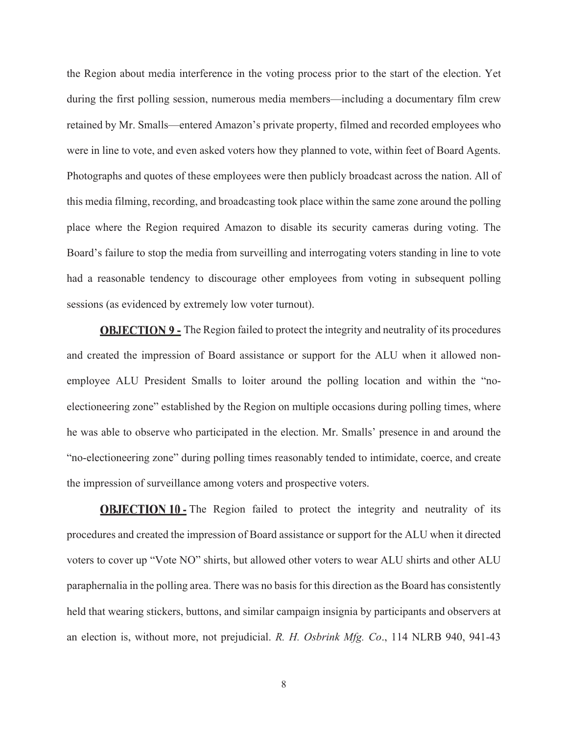the Region about media interference in the voting process prior to the start of the election. Yet during the first polling session, numerous media members—including a documentary film crew retained by Mr. Smalls—entered Amazon's private property, filmed and recorded employees who were in line to vote, and even asked voters how they planned to vote, within feet of Board Agents. Photographs and quotes of these employees were then publicly broadcast across the nation. All of this media filming, recording, and broadcasting took place within the same zone around the polling place where the Region required Amazon to disable its security cameras during voting. The Board's failure to stop the media from surveilling and interrogating voters standing in line to vote had a reasonable tendency to discourage other employees from voting in subsequent polling sessions (as evidenced by extremely low voter turnout).

**OBJECTION 9 -** The Region failed to protect the integrity and neutrality of its procedures and created the impression of Board assistance or support for the ALU when it allowed non-employee ALU President Smalls to loiter around the polling location and within the "no-electioneering zone" established by the Region on multiple occasions during polling times, where he was able to observe who participated in the election. Mr. Smalls' presence in and around the "no-electioneering zone" during polling times reasonably tended to intimidate, coerce, and create the impression of surveillance among voters and prospective voters.

**OBJECTION 10 -** The Region failed to protect the integrity and neutrality of its procedures and created the impression of Board assistance or support for the ALU when it directed voters to cover up "Vote NO" shirts, but allowed other voters to wear ALU shirts and other ALU paraphernalia in the polling area. There was no basis for this direction as the Board has consistently held that wearing stickers, buttons, and similar campaign insignia by participants and observers at an election is, without more, not prejudicial. *R. H. Osbrink Mfg. Co*., 114 NLRB 940, 941-43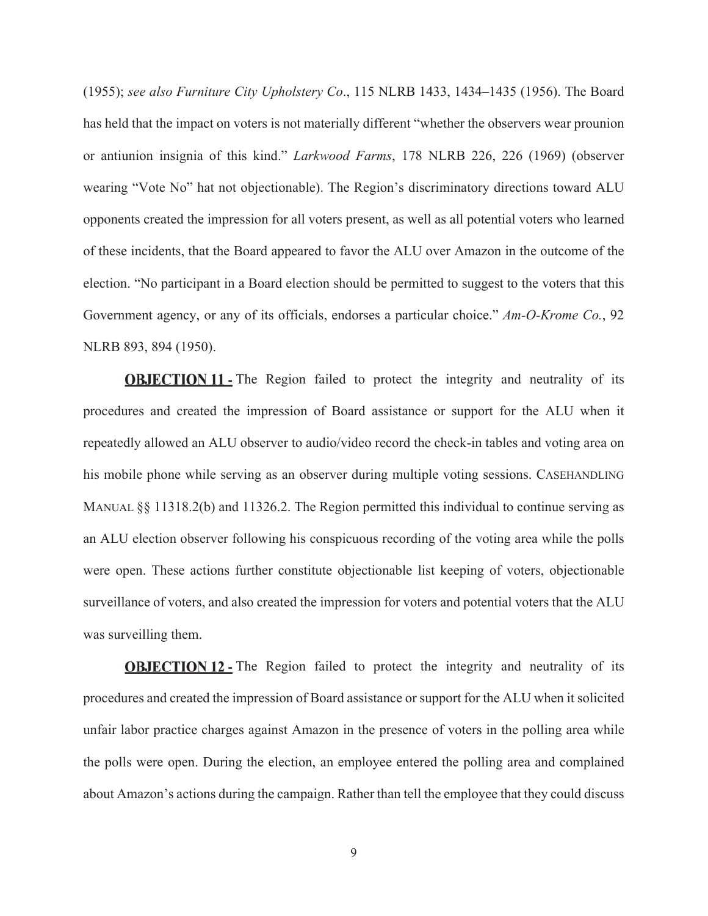(1955); *see also Furniture City Upholstery Co*., 115 NLRB 1433, 1434–1435 (1956). The Board has held that the impact on voters is not materially different "whether the observers wear prounion or antiunion insignia of this kind." *Larkwood Farms*, 178 NLRB 226, 226 (1969) (observer wearing "Vote No" hat not objectionable). The Region's discriminatory directions toward ALU opponents created the impression for all voters present, as well as all potential voters who learned of these incidents, that the Board appeared to favor the ALU over Amazon in the outcome of the election. "No participant in a Board election should be permitted to suggest to the voters that this Government agency, or any of its officials, endorses a particular choice." *Am-O-Krome Co.*, 92 NLRB 893, 894 (1950).

**OBJECTION 11 -** The Region failed to protect the integrity and neutrality of its procedures and created the impression of Board assistance or support for the ALU when it repeatedly allowed an ALU observer to audio/video record the check-in tables and voting area on his mobile phone while serving as an observer during multiple voting sessions. CASEHANDLING MANUAL §§ 11318.2(b) and 11326.2. The Region permitted this individual to continue serving as an ALU election observer following his conspicuous recording of the voting area while the polls were open. These actions further constitute objectionable list keeping of voters, objectionable surveillance of voters, and also created the impression for voters and potential voters that the ALU was surveilling them.

**OBJECTION 12 -** The Region failed to protect the integrity and neutrality of its procedures and created the impression of Board assistance or support for the ALU when it solicited unfair labor practice charges against Amazon in the presence of voters in the polling area while the polls were open. During the election, an employee entered the polling area and complained about Amazon's actions during the campaign. Rather than tell the employee that they could discuss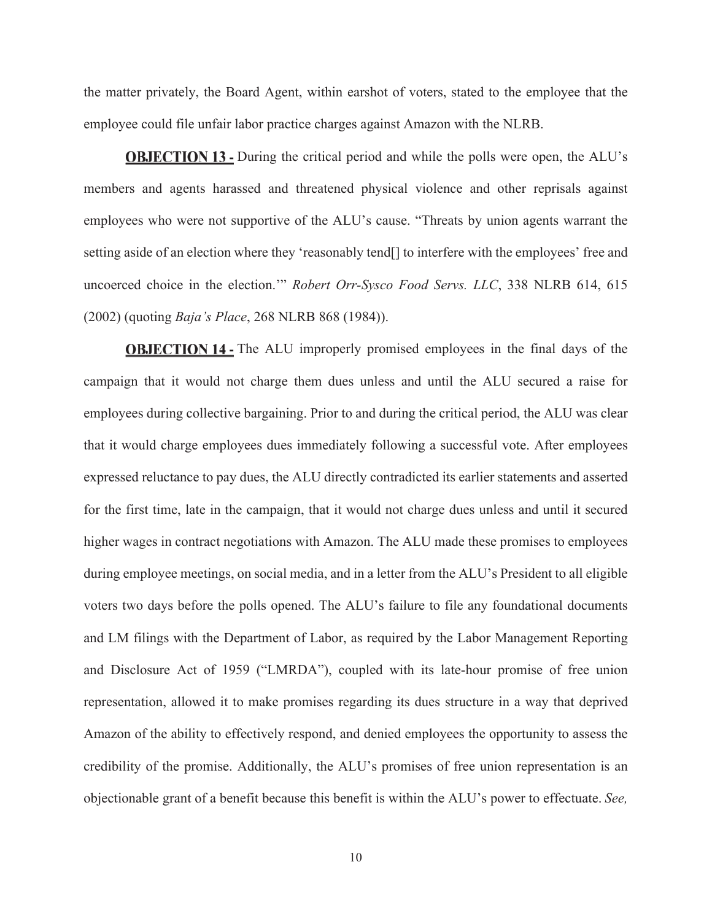the matter privately, the Board Agent, within earshot of voters, stated to the employee that the employee could file unfair labor practice charges against Amazon with the NLRB.

**OBJECTION 13 -** During the critical period and while the polls were open, the ALU's members and agents harassed and threatened physical violence and other reprisals against employees who were not supportive of the ALU's cause. "Threats by union agents warrant the setting aside of an election where they 'reasonably tend[] to interfere with the employees' free and uncoerced choice in the election.'" *Robert Orr-Sysco Food Servs. LLC*, 338 NLRB 614, 615 (2002) (quoting *Baja's Place*, 268 NLRB 868 (1984)).

**OBJECTION 14 -** The ALU improperly promised employees in the final days of the campaign that it would not charge them dues unless and until the ALU secured a raise for employees during collective bargaining. Prior to and during the critical period, the ALU was clear that it would charge employees dues immediately following a successful vote. After employees expressed reluctance to pay dues, the ALU directly contradicted its earlier statements and asserted for the first time, late in the campaign, that it would not charge dues unless and until it secured higher wages in contract negotiations with Amazon. The ALU made these promises to employees during employee meetings, on social media, and in a letter from the ALU's President to all eligible voters two days before the polls opened. The ALU's failure to file any foundational documents and LM filings with the Department of Labor, as required by the Labor Management Reporting and Disclosure Act of 1959 ("LMRDA"), coupled with its late-hour promise of free union representation, allowed it to make promises regarding its dues structure in a way that deprived Amazon of the ability to effectively respond, and denied employees the opportunity to assess the credibility of the promise. Additionally, the ALU's promises of free union representation is an objectionable grant of a benefit because this benefit is within the ALU's power to effectuate. *See,*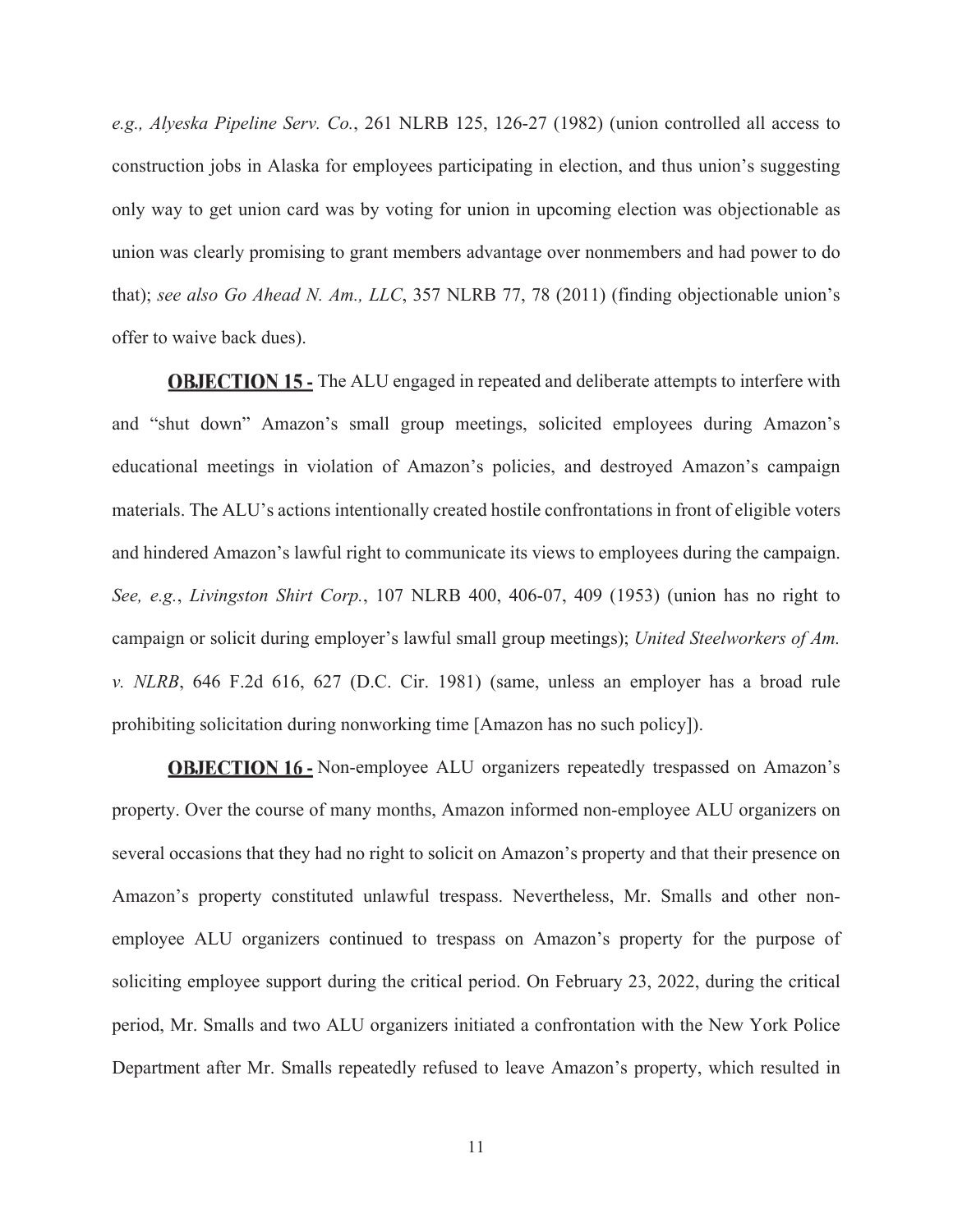*e.g., Alyeska Pipeline Serv. Co.*, 261 NLRB 125, 126-27 (1982) (union controlled all access to construction jobs in Alaska for employees participating in election, and thus union's suggesting only way to get union card was by voting for union in upcoming election was objectionable as union was clearly promising to grant members advantage over nonmembers and had power to do that); *see also Go Ahead N. Am., LLC*, 357 NLRB 77, 78 (2011) (finding objectionable union's offer to waive back dues).

**OBJECTION 15 -** The ALU engaged in repeated and deliberate attempts to interfere with and "shut down" Amazon's small group meetings, solicited employees during Amazon's educational meetings in violation of Amazon's policies, and destroyed Amazon's campaign materials. The ALU's actions intentionally created hostile confrontations in front of eligible voters and hindered Amazon's lawful right to communicate its views to employees during the campaign. *See, e.g.*, *Livingston Shirt Corp.*, 107 NLRB 400, 406-07, 409 (1953) (union has no right to campaign or solicit during employer's lawful small group meetings); *United Steelworkers of Am. v. NLRB*, 646 F.2d 616, 627 (D.C. Cir. 1981) (same, unless an employer has a broad rule prohibiting solicitation during nonworking time [Amazon has no such policy]).

**OBJECTION 16 -** Non-employee ALU organizers repeatedly trespassed on Amazon's property. Over the course of many months, Amazon informed non-employee ALU organizers on several occasions that they had no right to solicit on Amazon's property and that their presence on Amazon's property constituted unlawful trespass. Nevertheless, Mr. Smalls and other non-employee ALU organizers continued to trespass on Amazon's property for the purpose of soliciting employee support during the critical period. On February 23, 2022, during the critical period, Mr. Smalls and two ALU organizers initiated a confrontation with the New York Police Department after Mr. Smalls repeatedly refused to leave Amazon's property, which resulted in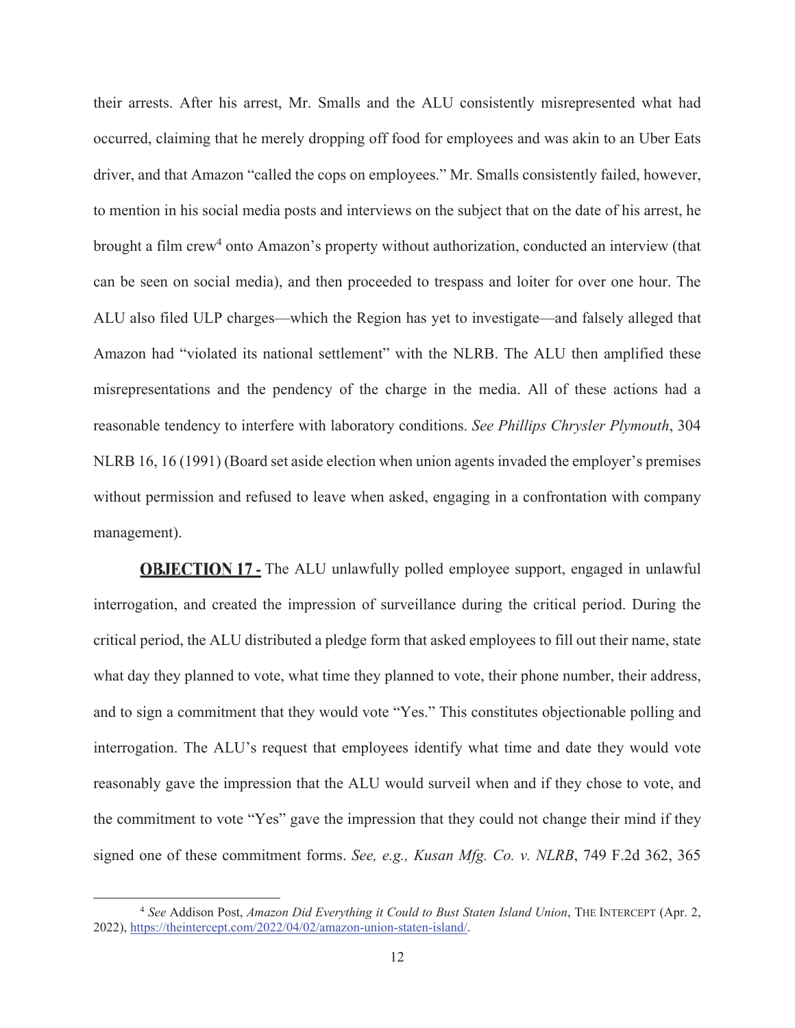their arrests. After his arrest, Mr. Smalls and the ALU consistently misrepresented what had occurred, claiming that he merely dropping off food for employees and was akin to an Uber Eats driver, and that Amazon "called the cops on employees." Mr. Smalls consistently failed, however, to mention in his social media posts and interviews on the subject that on the date of his arrest, he brought a film crew[4] onto Amazon's property without authorization, conducted an interview (that can be seen on social media), and then proceeded to trespass and loiter for over one hour. The ALU also filed ULP charges—which the Region has yet to investigate—and falsely alleged that Amazon had "violated its national settlement" with the NLRB. The ALU then amplified these misrepresentations and the pendency of the charge in the media. All of these actions had a reasonable tendency to interfere with laboratory conditions. *See Phillips Chrysler Plymouth*, 304 NLRB 16, 16 (1991) (Board set aside election when union agents invaded the employer's premises without permission and refused to leave when asked, engaging in a confrontation with company management).

**OBJECTION 17 -** The ALU unlawfully polled employee support, engaged in unlawful interrogation, and created the impression of surveillance during the critical period. During the critical period, the ALU distributed a pledge form that asked employees to fill out their name, state what day they planned to vote, what time they planned to vote, their phone number, their address, and to sign a commitment that they would vote "Yes." This constitutes objectionable polling and interrogation. The ALU's request that employees identify what time and date they would vote reasonably gave the impression that the ALU would surveil when and if they chose to vote, and the commitment to vote "Yes" gave the impression that they could not change their mind if they signed one of these commitment forms. *See, e.g., Kusan Mfg. Co. v. NLRB*, 749 F.2d 362, 365

[4] *See* Addison Post, *Amazon Did Everything it Could to Bust Staten Island Union*, THE INTERCEPT (Apr. 2, 2022), https://theintercept.com/2022/04/02/amazon-union-staten-island/.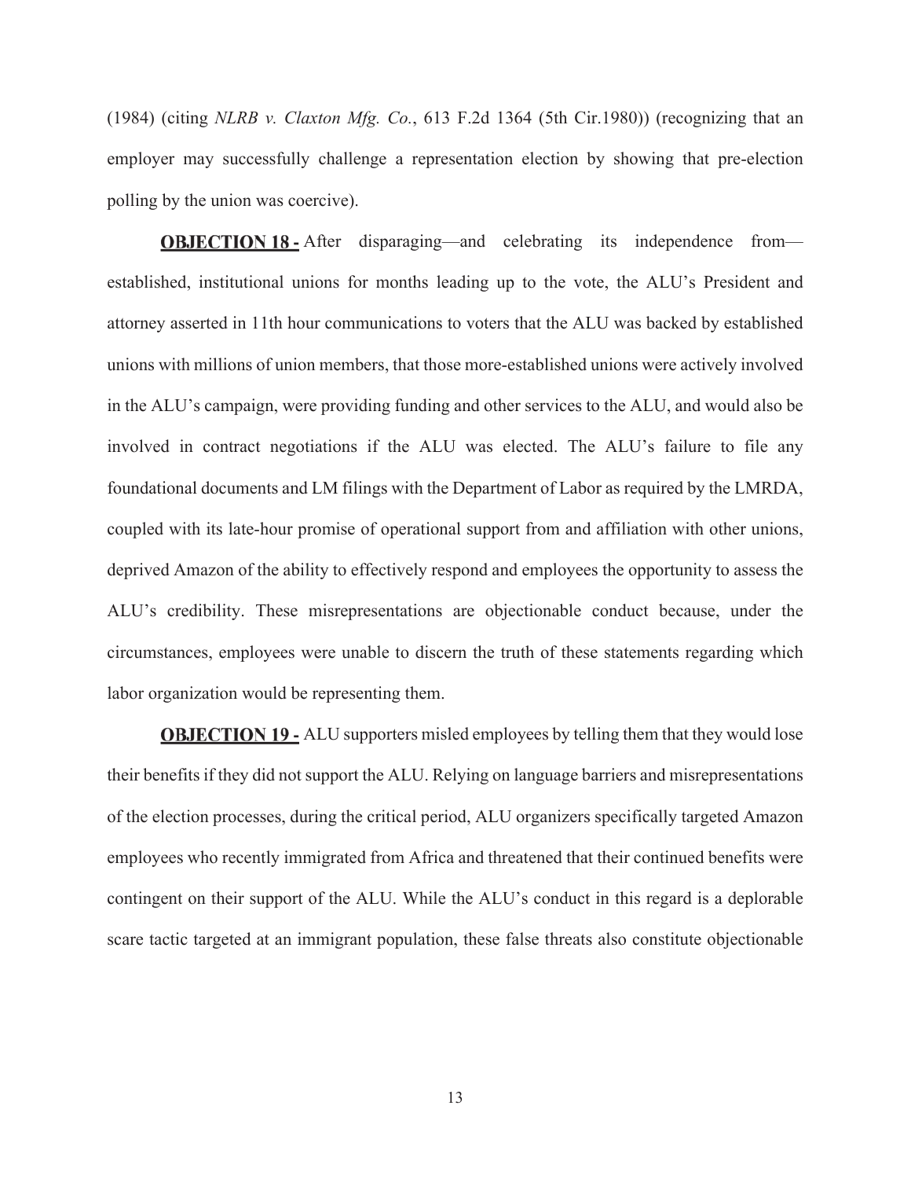(1984) (citing *NLRB v. Claxton Mfg. Co.*, 613 F.2d 1364 (5th Cir.1980)) (recognizing that an employer may successfully challenge a representation election by showing that pre-election polling by the union was coercive).

**OBJECTION 18 -** After disparaging—and celebrating its independence from—established, institutional unions for months leading up to the vote, the ALU's President and attorney asserted in 11th hour communications to voters that the ALU was backed by established unions with millions of union members, that those more-established unions were actively involved in the ALU's campaign, were providing funding and other services to the ALU, and would also be involved in contract negotiations if the ALU was elected. The ALU's failure to file any foundational documents and LM filings with the Department of Labor as required by the LMRDA, coupled with its late-hour promise of operational support from and affiliation with other unions, deprived Amazon of the ability to effectively respond and employees the opportunity to assess the ALU's credibility. These misrepresentations are objectionable conduct because, under the circumstances, employees were unable to discern the truth of these statements regarding which labor organization would be representing them.

**OBJECTION 19 -** ALU supporters misled employees by telling them that they would lose their benefits if they did not support the ALU. Relying on language barriers and misrepresentations of the election processes, during the critical period, ALU organizers specifically targeted Amazon employees who recently immigrated from Africa and threatened that their continued benefits were contingent on their support of the ALU. While the ALU's conduct in this regard is a deplorable scare tactic targeted at an immigrant population, these false threats also constitute objectionable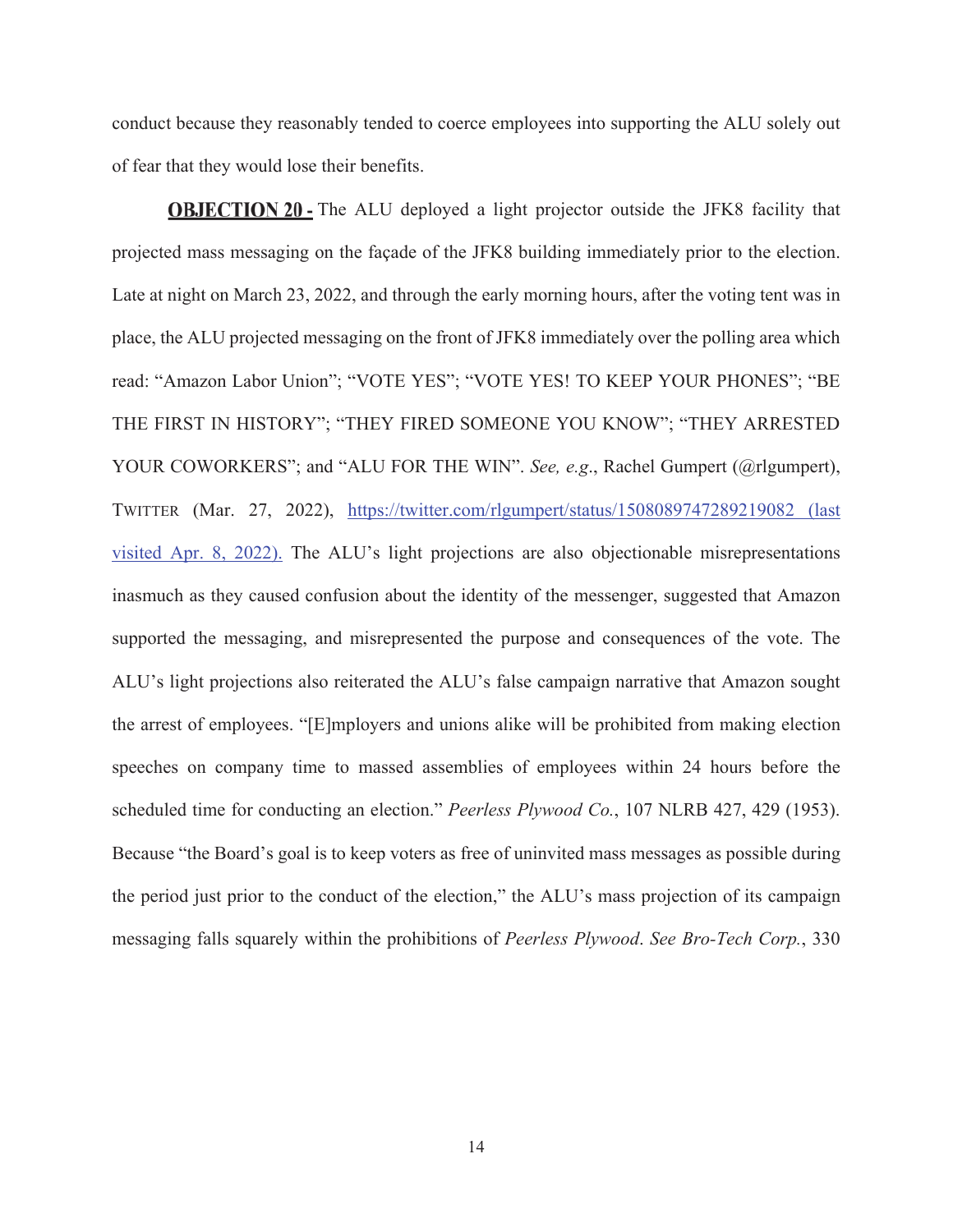conduct because they reasonably tended to coerce employees into supporting the ALU solely out of fear that they would lose their benefits.

**OBJECTION 20 -** The ALU deployed a light projector outside the JFK8 facility that projected mass messaging on the façade of the JFK8 building immediately prior to the election. Late at night on March 23, 2022, and through the early morning hours, after the voting tent was in place, the ALU projected messaging on the front of JFK8 immediately over the polling area which read: "Amazon Labor Union"; "VOTE YES"; "VOTE YES! TO KEEP YOUR PHONES"; "BE THE FIRST IN HISTORY"; "THEY FIRED SOMEONE YOU KNOW"; "THEY ARRESTED YOUR COWORKERS"; and "ALU FOR THE WIN". *See, e.g*., Rachel Gumpert (@rlgumpert), TWITTER (Mar. 27, 2022), https://twitter.com/rlgumpert/status/1508089747289219082 (last visited Apr. 8, 2022). The ALU's light projections are also objectionable misrepresentations inasmuch as they caused confusion about the identity of the messenger, suggested that Amazon supported the messaging, and misrepresented the purpose and consequences of the vote. The ALU's light projections also reiterated the ALU's false campaign narrative that Amazon sought the arrest of employees. "[E]mployers and unions alike will be prohibited from making election speeches on company time to massed assemblies of employees within 24 hours before the scheduled time for conducting an election." *Peerless Plywood Co.*, 107 NLRB 427, 429 (1953). Because "the Board's goal is to keep voters as free of uninvited mass messages as possible during the period just prior to the conduct of the election," the ALU's mass projection of its campaign messaging falls squarely within the prohibitions of *Peerless Plywood*. *See Bro-Tech Corp.*, 330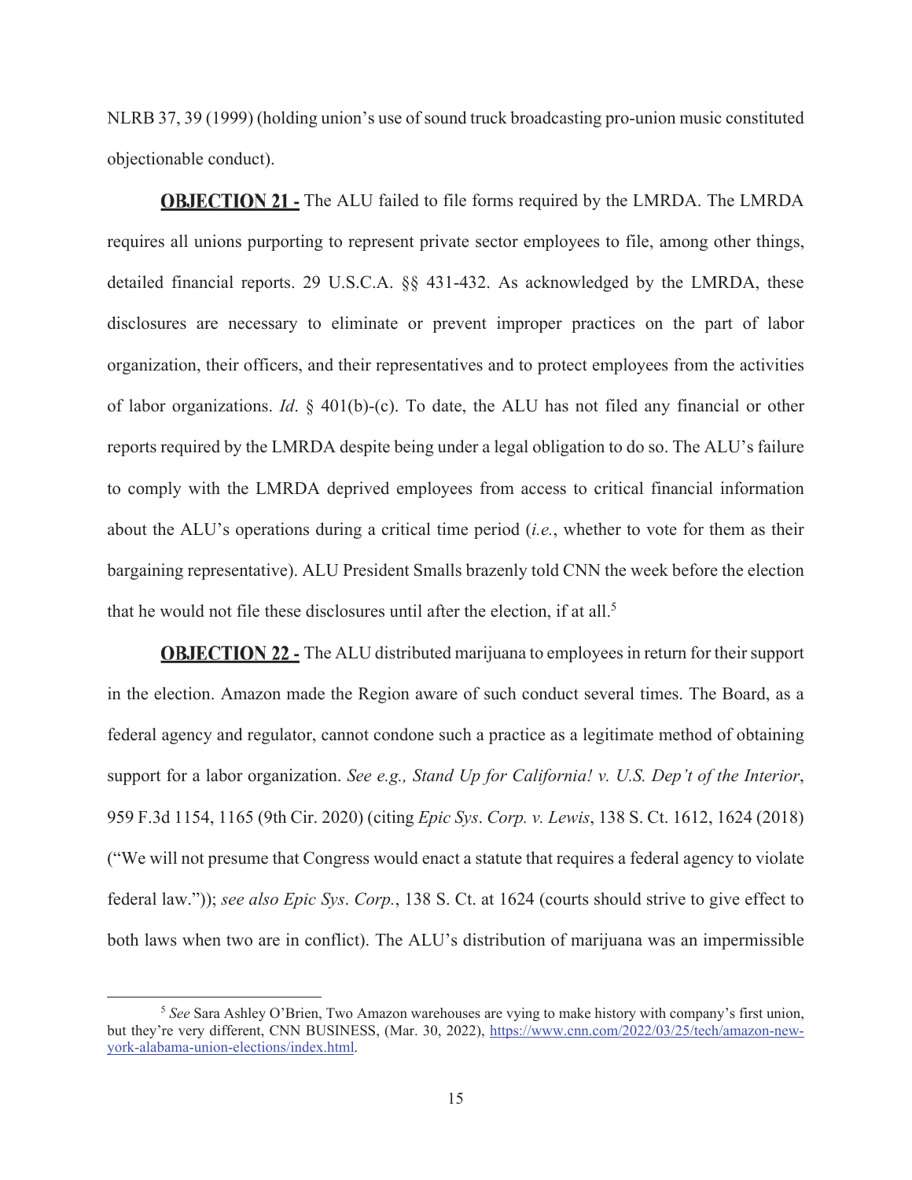NLRB 37, 39 (1999) (holding union's use of sound truck broadcasting pro-union music constituted objectionable conduct).

**OBJECTION 21 -** The ALU failed to file forms required by the LMRDA. The LMRDA requires all unions purporting to represent private sector employees to file, among other things, detailed financial reports. 29 U.S.C.A. §§ 431-432. As acknowledged by the LMRDA, these disclosures are necessary to eliminate or prevent improper practices on the part of labor organization, their officers, and their representatives and to protect employees from the activities of labor organizations. *Id*. § 401(b)-(c). To date, the ALU has not filed any financial or other reports required by the LMRDA despite being under a legal obligation to do so. The ALU's failure to comply with the LMRDA deprived employees from access to critical financial information about the ALU's operations during a critical time period (*i.e.*, whether to vote for them as their bargaining representative). ALU President Smalls brazenly told CNN the week before the election that he would not file these disclosures until after the election, if at all.[5]

**OBJECTION 22 -** The ALU distributed marijuana to employees in return for their support in the election. Amazon made the Region aware of such conduct several times. The Board, as a federal agency and regulator, cannot condone such a practice as a legitimate method of obtaining support for a labor organization. *See e.g., Stand Up for California! v. U.S. Dep't of the Interior*, 959 F.3d 1154, 1165 (9th Cir. 2020) (citing *Epic Sys. Corp. v. Lewis*, 138 S. Ct. 1612, 1624 (2018) ("We will not presume that Congress would enact a statute that requires a federal agency to violate federal law.")); *see also Epic Sys. Corp.*, 138 S. Ct. at 1624 (courts should strive to give effect to both laws when two are in conflict). The ALU's distribution of marijuana was an impermissible

[5] *See* Sara Ashley O'Brien, Two Amazon warehouses are vying to make history with company's first union, but they're very different, CNN BUSINESS, (Mar. 30, 2022), https://www.cnn.com/2022/03/25/tech/amazon-new-york-alabama-union-elections/index.html.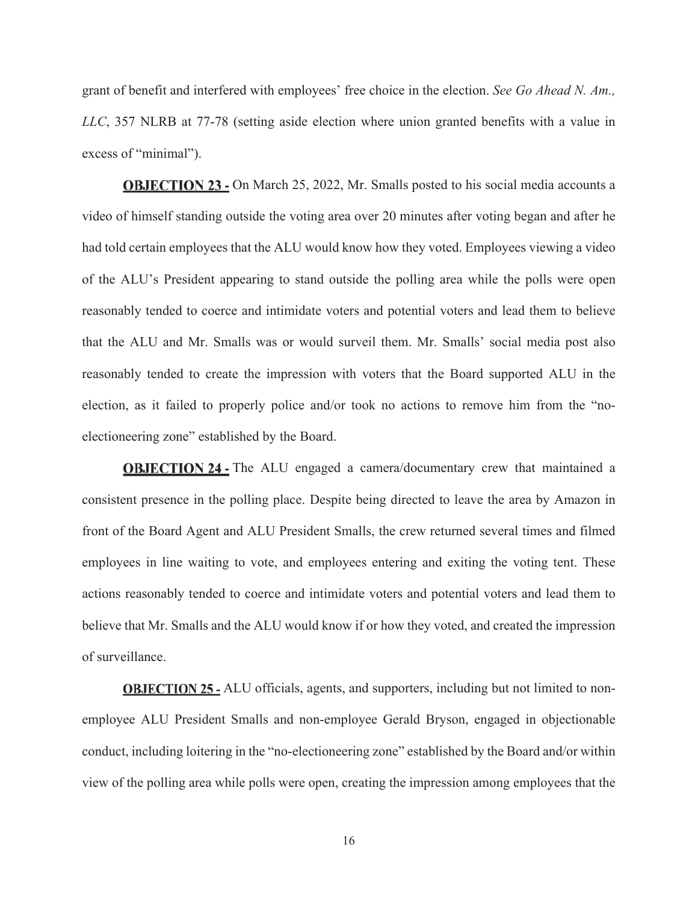grant of benefit and interfered with employees' free choice in the election. *See Go Ahead N. Am., LLC*, 357 NLRB at 77-78 (setting aside election where union granted benefits with a value in excess of "minimal").

**OBJECTION 23 -** On March 25, 2022, Mr. Smalls posted to his social media accounts a video of himself standing outside the voting area over 20 minutes after voting began and after he had told certain employees that the ALU would know how they voted. Employees viewing a video of the ALU's President appearing to stand outside the polling area while the polls were open reasonably tended to coerce and intimidate voters and potential voters and lead them to believe that the ALU and Mr. Smalls was or would surveil them. Mr. Smalls' social media post also reasonably tended to create the impression with voters that the Board supported ALU in the election, as it failed to properly police and/or took no actions to remove him from the "no-electioneering zone" established by the Board.

**OBJECTION 24 -** The ALU engaged a camera/documentary crew that maintained a consistent presence in the polling place. Despite being directed to leave the area by Amazon in front of the Board Agent and ALU President Smalls, the crew returned several times and filmed employees in line waiting to vote, and employees entering and exiting the voting tent. These actions reasonably tended to coerce and intimidate voters and potential voters and lead them to believe that Mr. Smalls and the ALU would know if or how they voted, and created the impression of surveillance.

**OBJECTION 25 -** ALU officials, agents, and supporters, including but not limited to non-employee ALU President Smalls and non-employee Gerald Bryson, engaged in objectionable conduct, including loitering in the "no-electioneering zone" established by the Board and/or within view of the polling area while polls were open, creating the impression among employees that the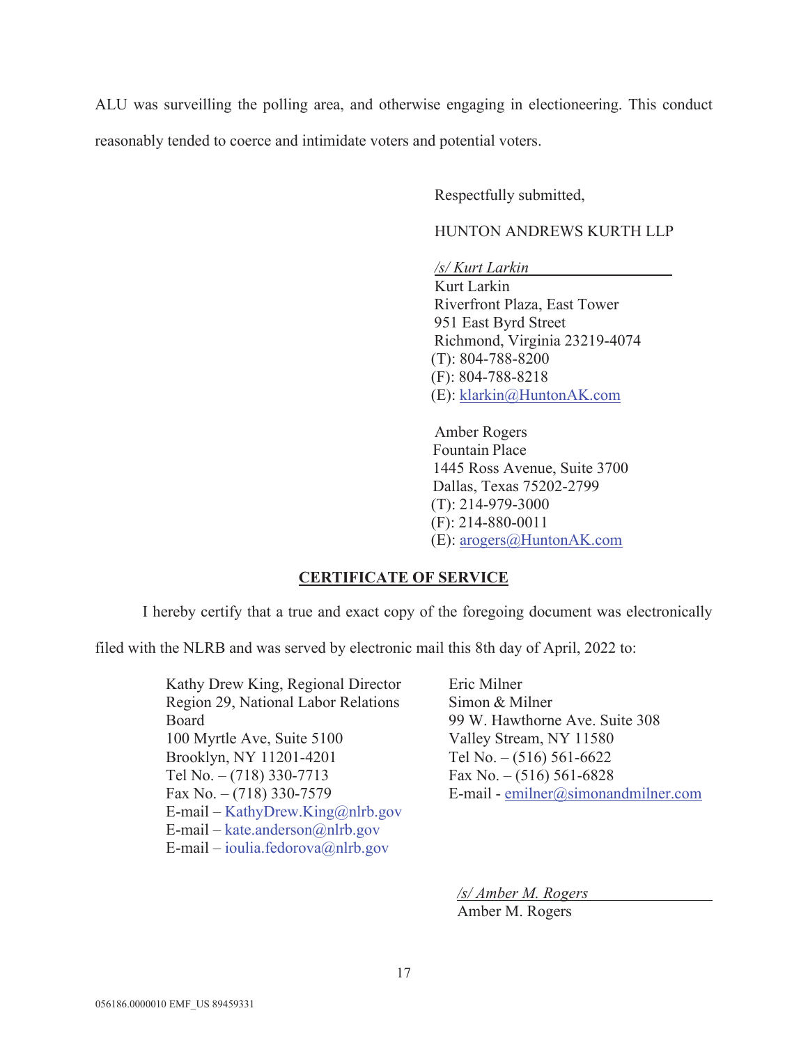ALU was surveilling the polling area, and otherwise engaging in electioneering. This conduct reasonably tended to coerce and intimidate voters and potential voters.

Respectfully submitted,

HUNTON ANDREWS KURTH LLP

*/s/ Kurt Larkin*
Kurt Larkin
Riverfront Plaza, East Tower
951 East Byrd Street
Richmond, Virginia 23219-4074
(T): 804-788-8200
(F): 804-788-8218
(E): klarkin@HuntonAK.com

Amber Rogers
Fountain Place
1445 Ross Avenue, Suite 3700
Dallas, Texas 75202-2799
(T): 214-979-3000
(F): 214-880-0011
(E): arogers@HuntonAK.com

## CERTIFICATE OF SERVICE

I hereby certify that a true and exact copy of the foregoing document was electronically filed with the NLRB and was served by electronic mail this 8th day of April, 2022 to:

Kathy Drew King, Regional Director
Region 29, National Labor Relations Board
100 Myrtle Ave, Suite 5100
Brooklyn, NY 11201-4201
Tel No. – (718) 330-7713
Fax No. – (718) 330-7579
E-mail – KathyDrew.King@nlrb.gov
E-mail – kate.anderson@nlrb.gov
E-mail – ioulia.fedorova@nlrb.gov

Eric Milner
Simon & Milner
99 W. Hawthorne Ave. Suite 308
Valley Stream, NY 11580
Tel No. – (516) 561-6622
Fax No. – (516) 561-6828
E-mail - emilner@simonandmilner.com

*/s/ Amber M. Rogers*
Amber M. Rogers

056186.0000010 EMF_US 89459331